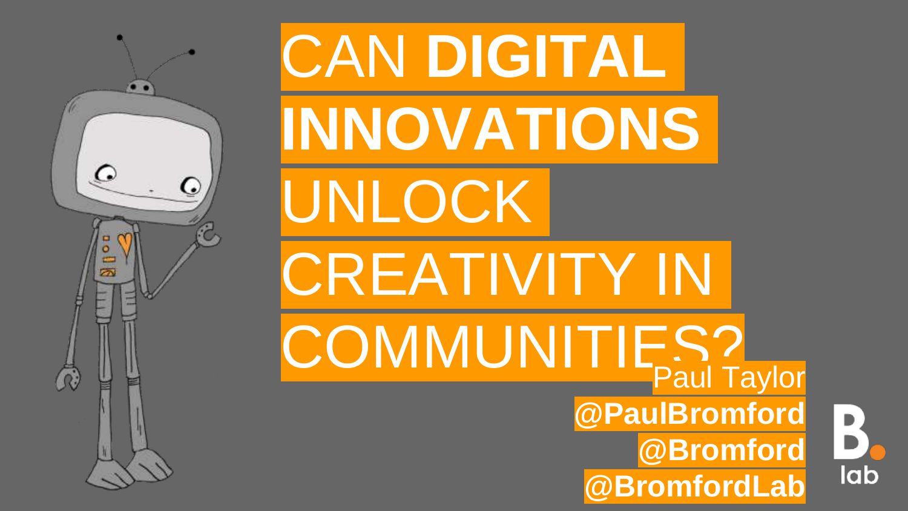# CAN **DIGITAL INNOVATIONS** UNLOCK CREATIVITY IN COMMUNITIES?

Paul Taylor

**@PaulBromford**

**@Bromford**

**@BromfordLab**

B. lab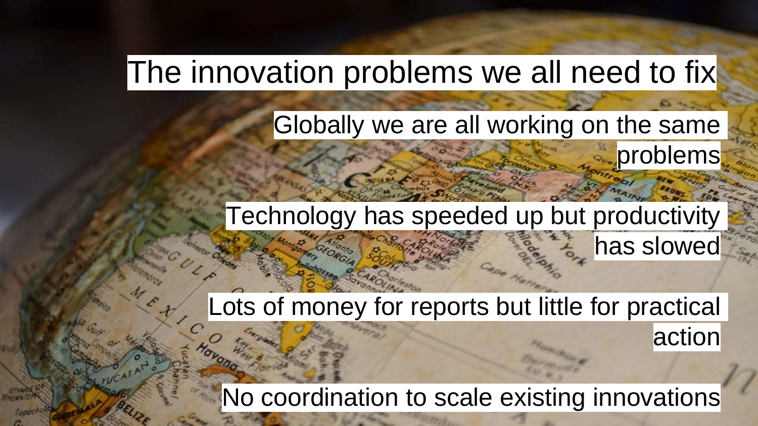# The innovation problems we all need to fix

Globally we are all working on the same problems

Technology has speeded up but productivity has slowed

Lots of money for reports but little for practical action

No coordination to scale existing innovations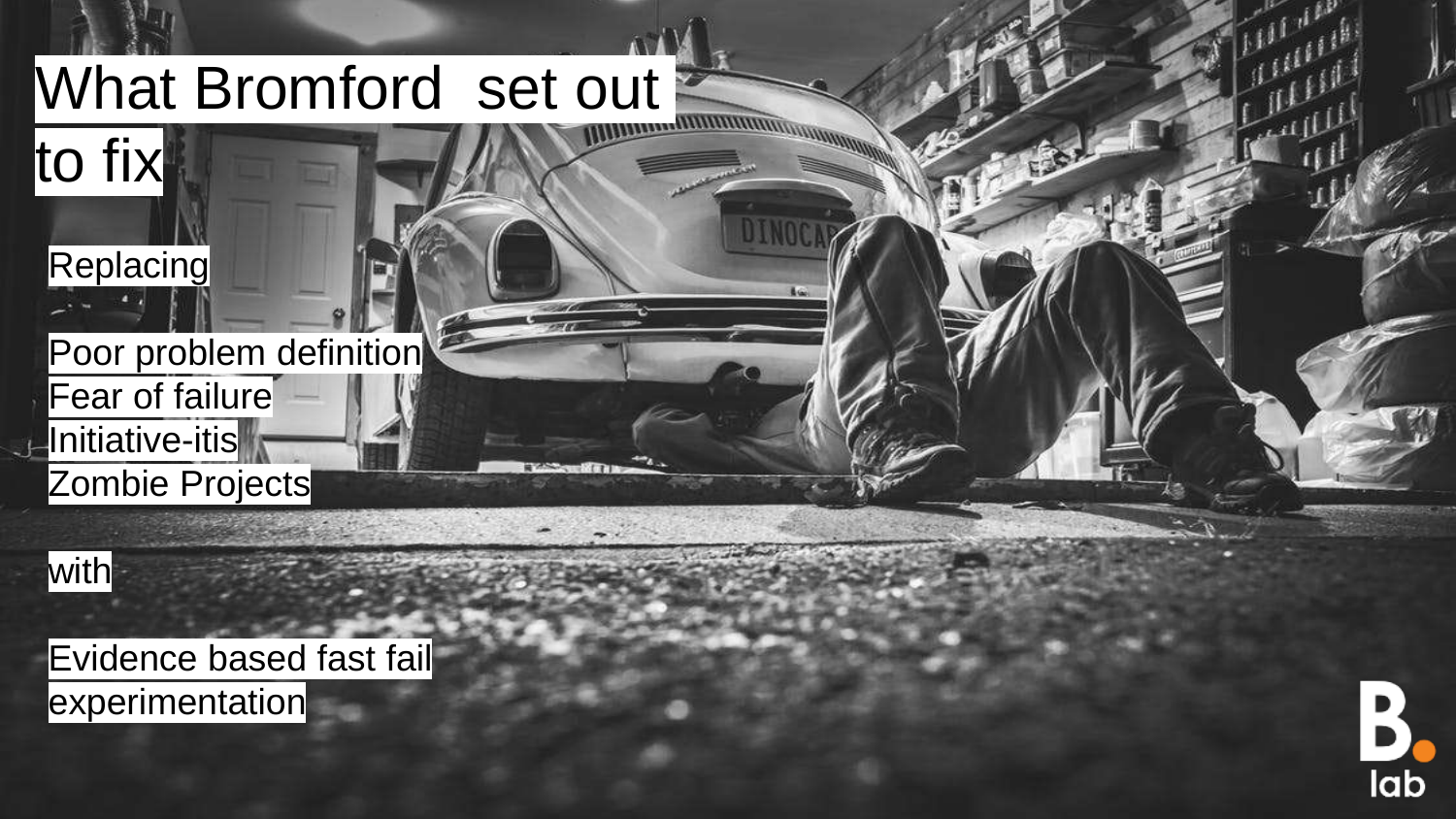# What Bromford  set out to fix

Replacing

Poor problem definition
Fear of failure
Initiative-itis
Zombie Projects

with

Evidence based fast fail experimentation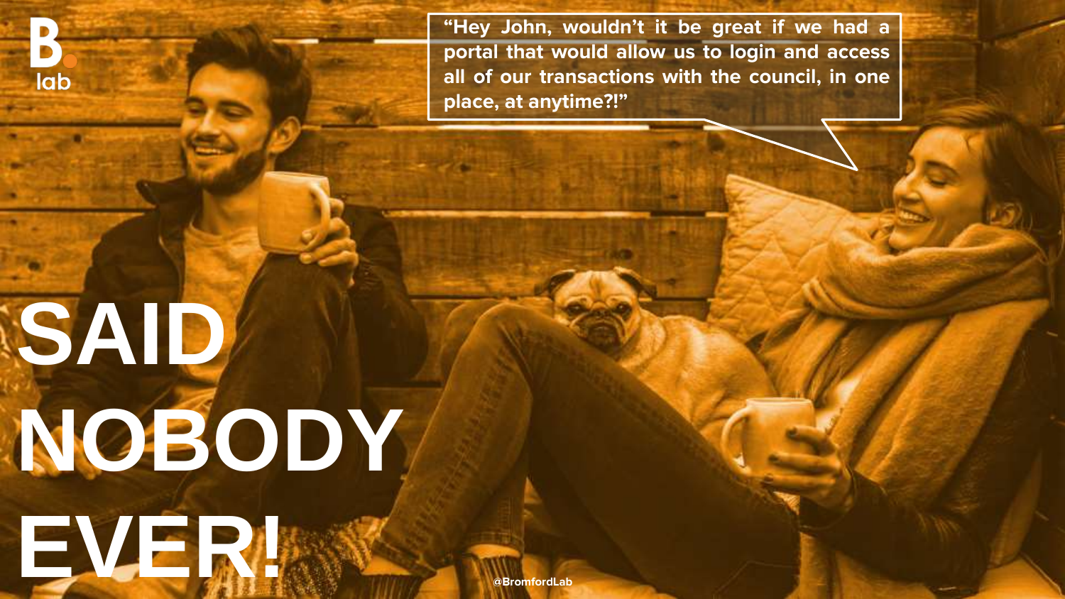“Hey John, wouldn’t it be great if we had a portal that would allow us to login and access all of our transactions with the council, in one place, at anytime?!”

# SAID NOBODY EVER!

@BromfordLab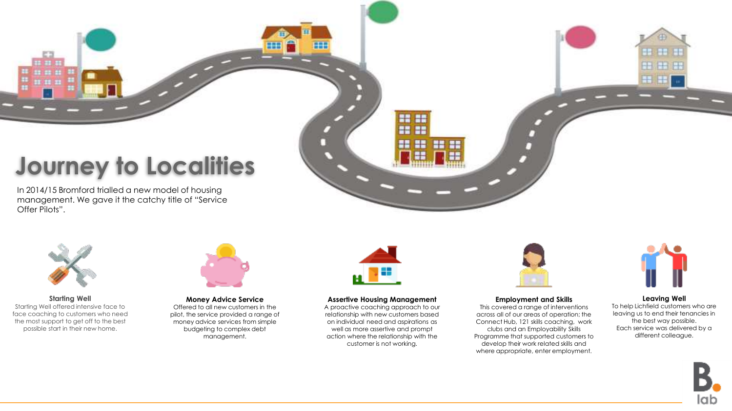# Journey to Localities

In 2014/15 Bromford trialled a new model of housing management. We gave it the catchy title of "Service Offer Pilots".

### Starting Well

Starting Well offered intensive face to face coaching to customers who need the most support to get off to the best possible start in their new home.

### Money Advice Service

Offered to all new customers in the pilot, the service provided a range of money advice services from simple budgeting to complex debt management.

### Assertive Housing Management

A proactive coaching approach to our relationship with new customers based on individual need and aspirations as well as more assertive and prompt action where the relationship with the customer is not working.

### Employment and Skills

This covered a range of interventions across all of our areas of operation; the Connect Hub, 121 skills coaching, work clubs and an Employability Skills Programme that supported customers to develop their work related skills and where appropriate, enter employment.

### Leaving Well

To help Lichfield customers who are leaving us to end their tenancies in the best way possible.
Each service was delivered by a different colleague.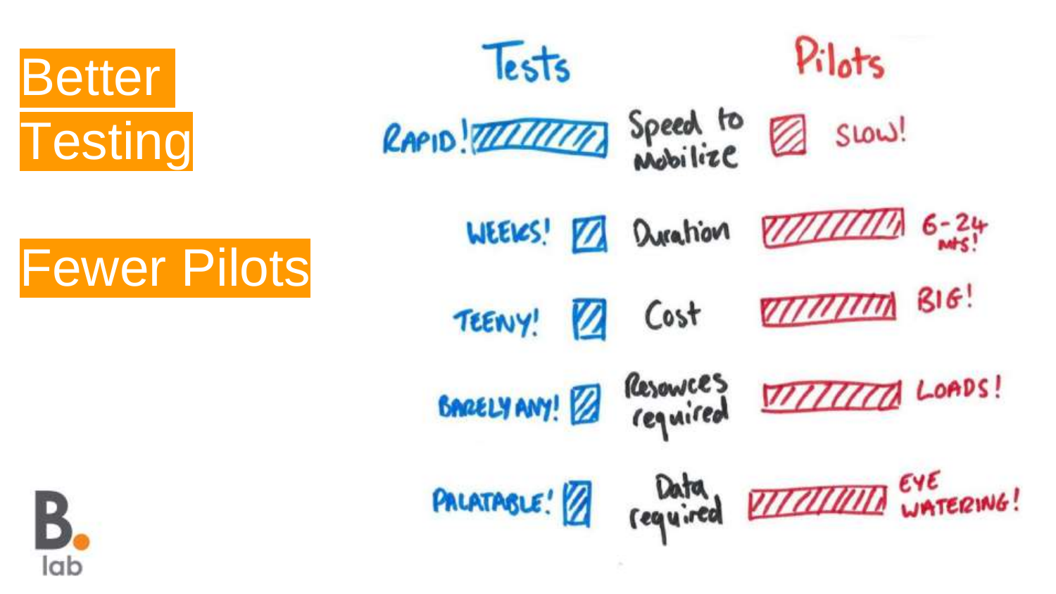# Better Testing

# Fewer Pilots

| Tests | | Pilots |
|---|---|---|
| RAPID! | Speed to Mobilize | SLOW! |
| WEEKS! | Duration | 6-24 MTS! |
| TEENY! | Cost | BIG! |
| BARELY ANY! | Resources required | LOADS! |
| PALATABLE! | Data required | EYE WATERING! |

B. lab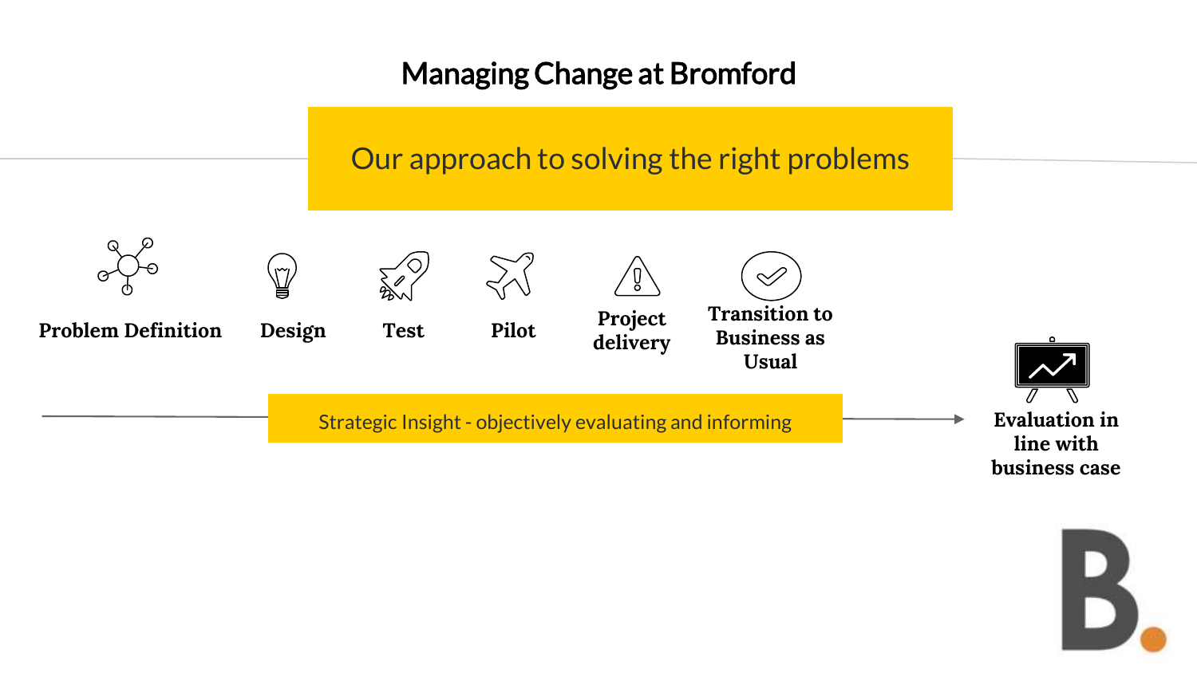# Managing Change at Bromford

## Our approach to solving the right problems

- **Problem Definition**
- **Design**
- **Test**
- **Pilot**
- **Project delivery**
- **Transition to Business as Usual**

Strategic Insight - objectively evaluating and informing

**Evaluation in line with business case**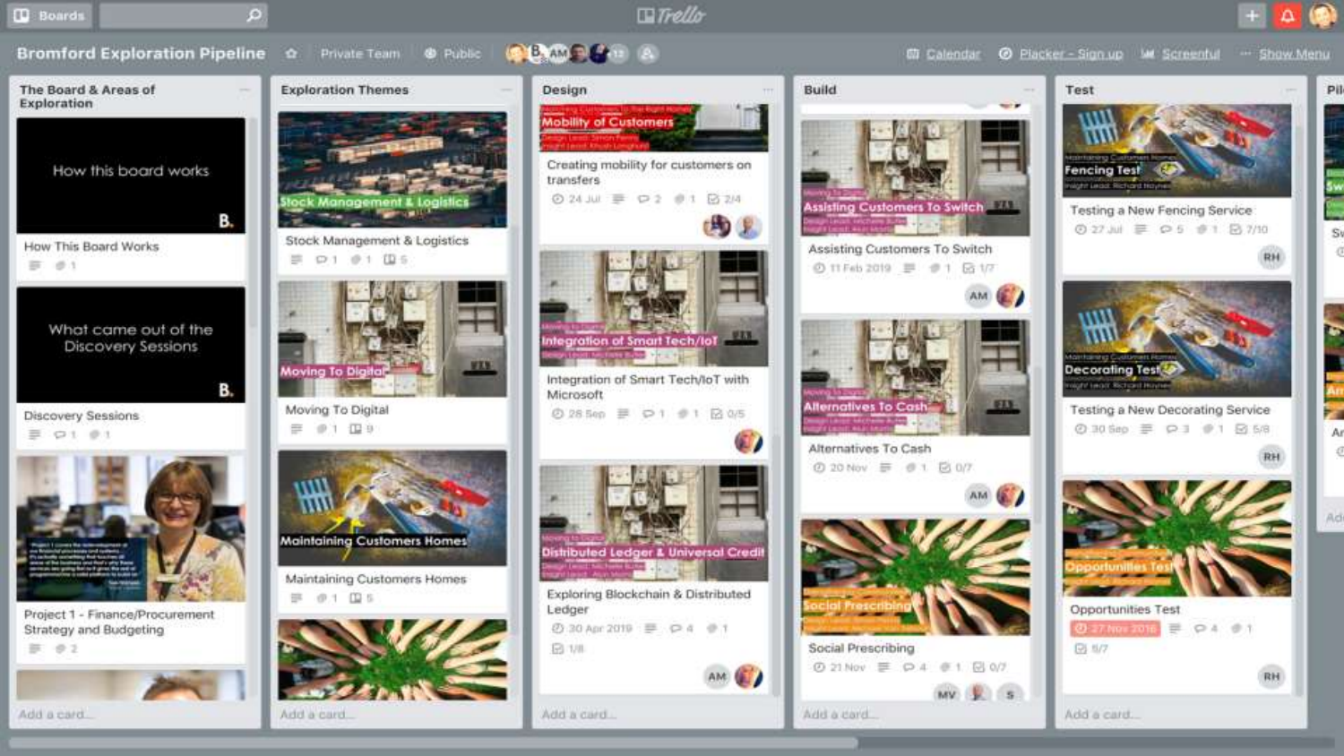# Bromford Exploration Pipeline

Private Team · Public

Calendar · Placker - Sign up · Screenful · Show Menu

## The Board & Areas of Exploration

- How this board works
  - How This Board Works
- What came out of the Discovery Sessions
  - Discovery Sessions
- Project 1 - Finance/Procurement Strategy and Budgeting

Add a card...

## Exploration Themes

- Stock Management & Logistics
- Moving To Digital
- Maintaining Customers Homes

Add a card...

## Design

- Mobility of Customers
  - Creating mobility for customers on transfers
  - 24 Jul · 2 · 1 · 2/4
- Integration of Smart Tech/IoT
  - Integration of Smart Tech/IoT with Microsoft
  - 28 Sep · 1 · 1 · 0/5
- Distributed Ledger & Universal Credit
  - Exploring Blockchain & Distributed Ledger
  - 30 Apr 2019 · 4 · 1 · 1/8

Add a card...

## Build

- Assisting Customers To Switch
  - Assisting Customers To Switch
  - 11 Feb 2019 · 1 · 1/7
- Alternatives To Cash
  - Alternatives To Cash
  - 20 Nov · 1 · 0/7
- Social Prescribing
  - Social Prescribing
  - 21 Nov · 4 · 1 · 0/7

Add a card...

## Test

- Fencing Test
  - Testing a New Fencing Service
  - 27 Jul · 5 · 1 · 7/10
- Decorating Test
  - Testing a New Decorating Service
  - 30 Sep · 3 · 1 · 5/8
- Opportunities Test
  - Opportunities Test
  - 27 Nov 2018 · 4 · 1 · 5/7

Add a card...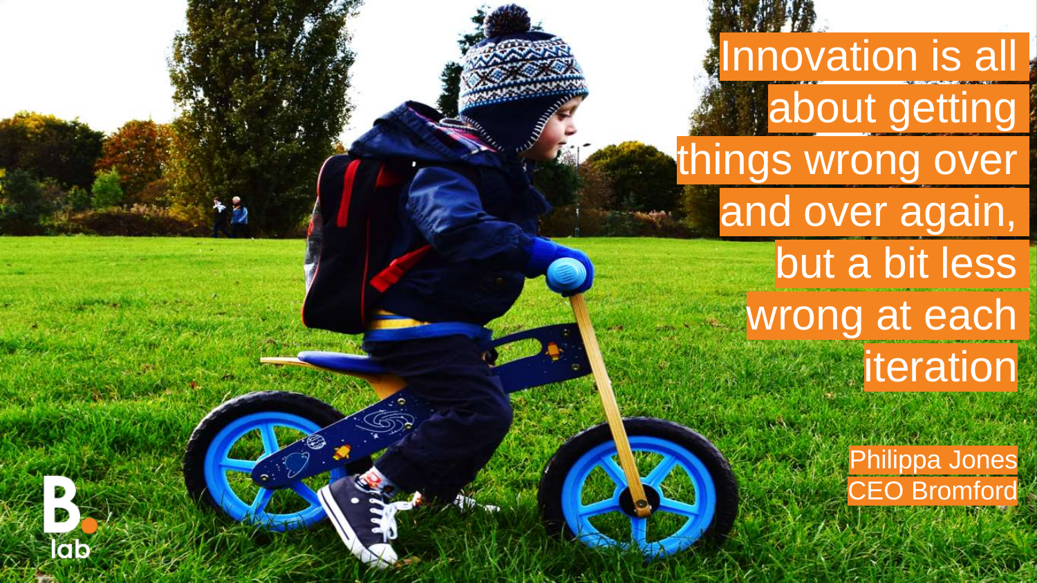Innovation is all about getting things wrong over and over again, but a bit less wrong at each iteration

Philippa Jones
CEO Bromford

B. lab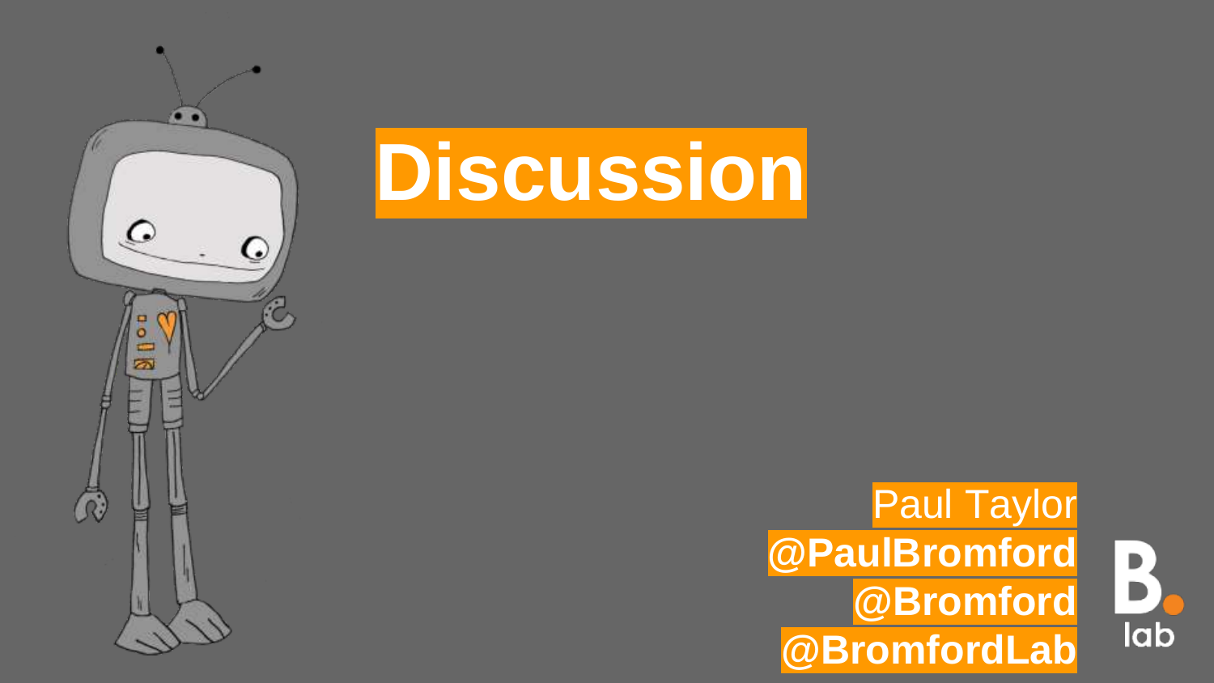# Discussion

Paul Taylor
**@PaulBromford**
**@Bromford**
**@BromfordLab**